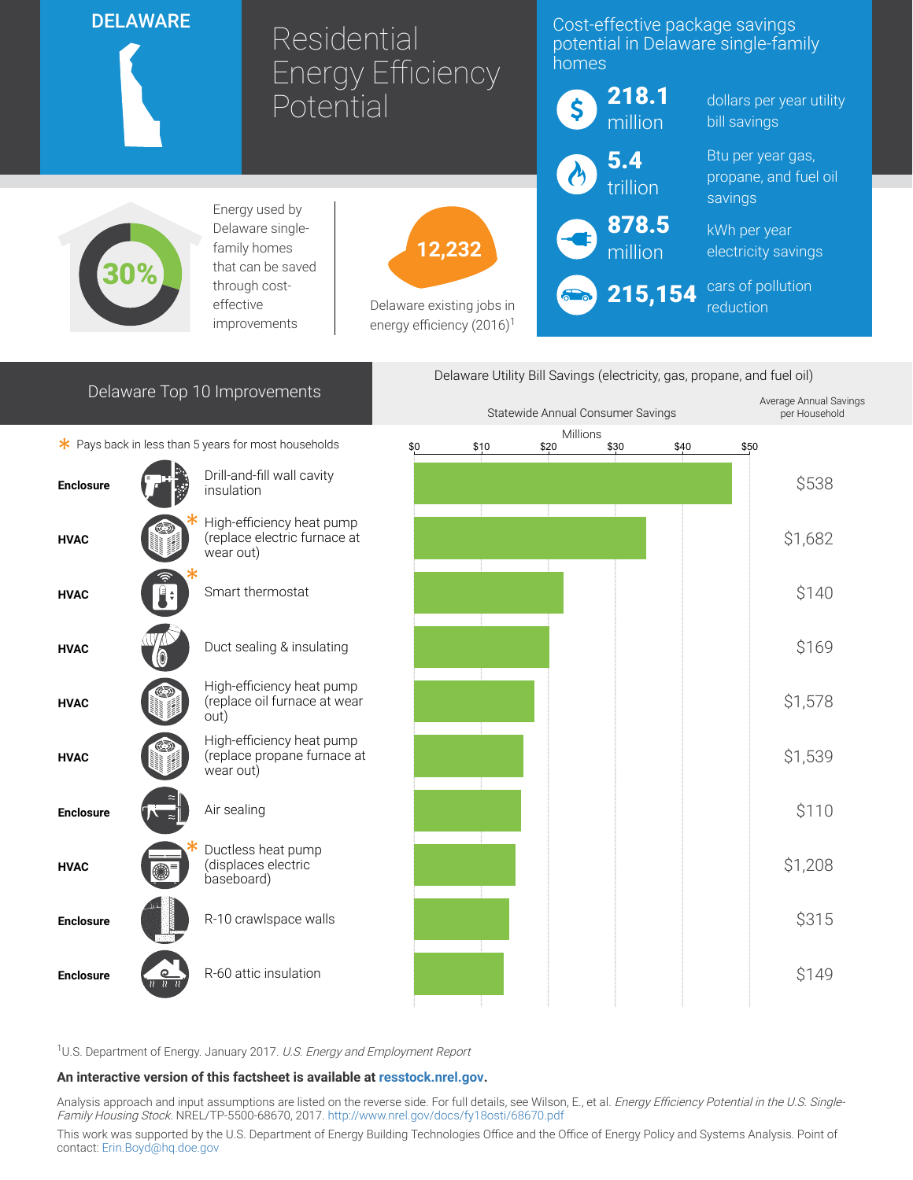# DELAWARE

# Residential Energy Efficiency Potential

## Cost-effective package savings potential in Delaware single-family homes

- **218.1** million — dollars per year utility bill savings
- **5.4** trillion — Btu per year gas, propane, and fuel oil savings
- **878.5** million — kWh per year electricity savings
- **215,154** — cars of pollution reduction

**30%** — Energy used by Delaware single-family homes that can be saved through cost-effective improvements

**12,232** — Delaware existing jobs in energy efficiency (2016)[1]

## Delaware Top 10 Improvements

\* Pays back in less than 5 years for most households

Delaware Utility Bill Savings (electricity, gas, propane, and fuel oil)

| Category | Improvement | Statewide Annual Consumer Savings (Millions, approx.) | Average Annual Savings per Household |
|---|---|---|---|
| Enclosure | Drill-and-fill wall cavity insulation | ~$47 | $538 |
| HVAC | High-efficiency heat pump (replace electric furnace at wear out) * | ~$35 | $1,682 |
| HVAC | Smart thermostat * | ~$22 | $140 |
| HVAC | Duct sealing & insulating | ~$20 | $169 |
| HVAC | High-efficiency heat pump (replace oil furnace at wear out) | ~$18 | $1,578 |
| HVAC | High-efficiency heat pump (replace propane furnace at wear out) | ~$16 | $1,539 |
| Enclosure | Air sealing | ~$16 | $110 |
| HVAC | Ductless heat pump (displaces electric baseboard) * | ~$15 | $1,208 |
| Enclosure | R-10 crawlspace walls | ~$14 | $315 |
| Enclosure | R-60 attic insulation | ~$13 | $149 |

[1]U.S. Department of Energy. January 2017. *U.S. Energy and Employment Report*

**An interactive version of this factsheet is available at resstock.nrel.gov.**

Analysis approach and input assumptions are listed on the reverse side. For full details, see Wilson, E., et al. *Energy Efficiency Potential in the U.S. Single-Family Housing Stock*. NREL/TP-5500-68670, 2017. http://www.nrel.gov/docs/fy18osti/68670.pdf

This work was supported by the U.S. Department of Energy Building Technologies Office and the Office of Energy Policy and Systems Analysis. Point of contact: Erin.Boyd@hq.doe.gov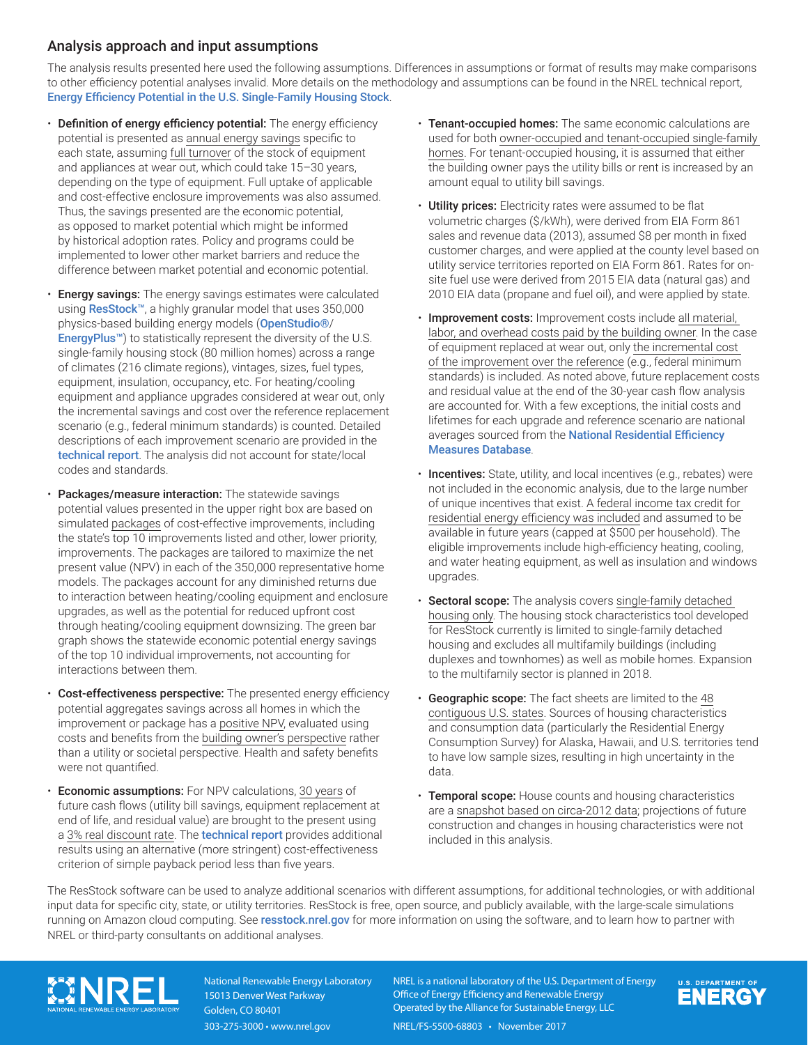## Analysis approach and input assumptions

The analysis results presented here used the following assumptions. Differences in assumptions or format of results may make comparisons to other efficiency potential analyses invalid. More details on the methodology and assumptions can be found in the NREL technical report, **Energy Efficiency Potential in the U.S. Single-Family Housing Stock**.

- **Definition of energy efficiency potential:** The energy efficiency potential is presented as annual energy savings specific to each state, assuming full turnover of the stock of equipment and appliances at wear out, which could take 15–30 years, depending on the type of equipment. Full uptake of applicable and cost-effective enclosure improvements was also assumed. Thus, the savings presented are the economic potential, as opposed to market potential which might be informed by historical adoption rates. Policy and programs could be implemented to lower other market barriers and reduce the difference between market potential and economic potential.

- **Energy savings:** The energy savings estimates were calculated using **ResStock™**, a highly granular model that uses 350,000 physics-based building energy models (**OpenStudio®**/**EnergyPlus™**) to statistically represent the diversity of the U.S. single-family housing stock (80 million homes) across a range of climates (216 climate regions), vintages, sizes, fuel types, equipment, insulation, occupancy, etc. For heating/cooling equipment and appliance upgrades considered at wear out, only the incremental savings and cost over the reference replacement scenario (e.g., federal minimum standards) is counted. Detailed descriptions of each improvement scenario are provided in the **technical report**. The analysis did not account for state/local codes and standards.

- **Packages/measure interaction:** The statewide savings potential values presented in the upper right box are based on simulated packages of cost-effective improvements, including the state's top 10 improvements listed and other, lower priority, improvements. The packages are tailored to maximize the net present value (NPV) in each of the 350,000 representative home models. The packages account for any diminished returns due to interaction between heating/cooling equipment and enclosure upgrades, as well as the potential for reduced upfront cost through heating/cooling equipment downsizing. The green bar graph shows the statewide economic potential energy savings of the top 10 individual improvements, not accounting for interactions between them.

- **Cost-effectiveness perspective:** The presented energy efficiency potential aggregates savings across all homes in which the improvement or package has a positive NPV, evaluated using costs and benefits from the building owner's perspective rather than a utility or societal perspective. Health and safety benefits were not quantified.

- **Economic assumptions:** For NPV calculations, 30 years of future cash flows (utility bill savings, equipment replacement at end of life, and residual value) are brought to the present using a 3% real discount rate. The **technical report** provides additional results using an alternative (more stringent) cost-effectiveness criterion of simple payback period less than five years.

- **Tenant-occupied homes:** The same economic calculations are used for both owner-occupied and tenant-occupied single-family homes. For tenant-occupied housing, it is assumed that either the building owner pays the utility bills or rent is increased by an amount equal to utility bill savings.

- **Utility prices:** Electricity rates were assumed to be flat volumetric charges ($/kWh), were derived from EIA Form 861 sales and revenue data (2013), assumed $8 per month in fixed customer charges, and were applied at the county level based on utility service territories reported on EIA Form 861. Rates for on-site fuel use were derived from 2015 EIA data (natural gas) and 2010 EIA data (propane and fuel oil), and were applied by state.

- **Improvement costs:** Improvement costs include all material, labor, and overhead costs paid by the building owner. In the case of equipment replaced at wear out, only the incremental cost of the improvement over the reference (e.g., federal minimum standards) is included. As noted above, future replacement costs and residual value at the end of the 30-year cash flow analysis are accounted for. With a few exceptions, the initial costs and lifetimes for each upgrade and reference scenario are national averages sourced from the **National Residential Efficiency Measures Database**.

- **Incentives:** State, utility, and local incentives (e.g., rebates) were not included in the economic analysis, due to the large number of unique incentives that exist. A federal income tax credit for residential energy efficiency was included and assumed to be available in future years (capped at $500 per household). The eligible improvements include high-efficiency heating, cooling, and water heating equipment, as well as insulation and windows upgrades.

- **Sectoral scope:** The analysis covers single-family detached housing only. The housing stock characteristics tool developed for ResStock currently is limited to single-family detached housing and excludes all multifamily buildings (including duplexes and townhomes) as well as mobile homes. Expansion to the multifamily sector is planned in 2018.

- **Geographic scope:** The fact sheets are limited to the 48 contiguous U.S. states. Sources of housing characteristics and consumption data (particularly the Residential Energy Consumption Survey) for Alaska, Hawaii, and U.S. territories tend to have low sample sizes, resulting in high uncertainty in the data.

- **Temporal scope:** House counts and housing characteristics are a snapshot based on circa-2012 data; projections of future construction and changes in housing characteristics were not included in this analysis.

The ResStock software can be used to analyze additional scenarios with different assumptions, for additional technologies, or with additional input data for specific city, state, or utility territories. ResStock is free, open source, and publicly available, with the large-scale simulations running on Amazon cloud computing. See **resstock.nrel.gov** for more information on using the software, and to learn how to partner with NREL or third-party consultants on additional analyses.

NREL NATIONAL RENEWABLE ENERGY LABORATORY

National Renewable Energy Laboratory
15013 Denver West Parkway
Golden, CO 80401
303-275-3000 • www.nrel.gov

NREL is a national laboratory of the U.S. Department of Energy
Office of Energy Efficiency and Renewable Energy
Operated by the Alliance for Sustainable Energy, LLC

NREL/FS-5500-68803 • November 2017

U.S. DEPARTMENT OF ENERGY